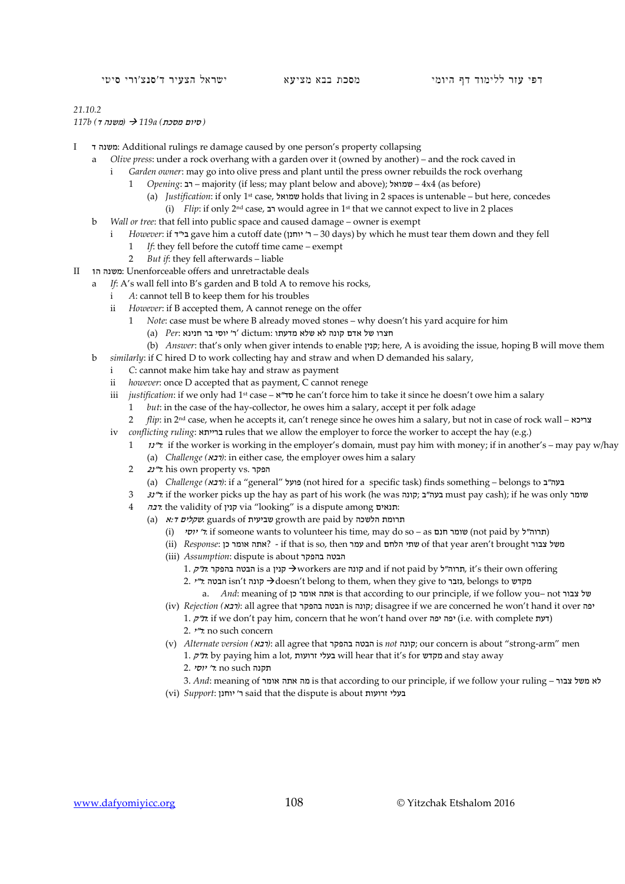*21.10.2*

*117b (משנה ד) → 119a (סיום מסכת)*

- I משנה ד: Additional rulings re damage caused by one person's property collapsing
  - a *Olive press*: under a rock overhang with a garden over it (owned by another) – and the rock caved in
    - i *Garden owner*: may go into olive press and plant until the press owner rebuilds the rock overhang
      - 1 *Opening*: רב – majority (if less; may plant below and above); שמואל – 4x4 (as before)
        - (a) *Justification*: if only 1st case, שמואל holds that living in 2 spaces is untenable – but here, concedes
          - (i) *Flip*: if only 2nd case, רב would agree in 1st that we cannot expect to live in 2 places
  - b *Wall or tree*: that fell into public space and caused damage – owner is exempt
    - i *However*: if בי"ד gave him a cutoff date (ר' יוחנן – 30 days) by which he must tear them down and they fell
      - 1 *If*: they fell before the cutoff time came – exempt
      - 2 *But if*: they fell afterwards – liable
- II משנה ה: Unenforceable offers and unretractable deals
  - a *If*: A's wall fell into B's garden and B told A to remove his rocks,
    - i *A*: cannot tell B to keep them for his troubles
    - ii *However*: if B accepted them, A cannot renege on the offer
      - 1 *Note*: case must be where B already moved stones – why doesn't his yard acquire for him
        - (a) *Per*: ר' יוסי בר חנינא dictum: חצרו של אדם קונה לו שלא מדעתו
        - (b) *Answer*: that's only when giver intends to enable קנין; here, A is avoiding the issue, hoping B will move them
  - b *similarly*: if C hired D to work collecting hay and straw and when D demanded his salary,
    - i *C*: cannot make him take hay and straw as payment
    - ii *however*: once D accepted that as payment, C cannot renege
    - iii *justification*: if we only had 1st case – סד"א he can't force him to take it since he doesn't owe him a salary
      - 1 *but*: in the case of the hay-collector, he owes him a salary, accept it per folk adage
      - 2 *flip*: in 2nd case, when he accepts it, can't renege since he owes him a salary, but not in case of rock wall – צריכא
    - iv *conflicting ruling*: ברייתא rules that we allow the employer to force the worker to accept the hay (e.g.)
      - 1 *נ"ד*: if the worker is working in the employer's domain, must pay him with money; if in another's – may pay w/hay
        - (a) *Challenge (רבא)*: in either case, the employer owes him a salary
      - 2 *נ"ד*: his own property vs. הפקר
        - (a) *Challenge (רבא)*: if a "general" פועל (not hired for a specific task) finds something – belongs to בעה"ב
      - 3 *נ"ד*: if the worker picks up the hay as part of his work (he was קונה; בעה"ב must pay cash); if he was only שומר
      - 4 *רבה*: the validity of קנין via "looking" is a dispute among תנאים:
        - (a) *שקלים ד:א*: guards of שביעית growth are paid by תרומת הלשכה
          - (i) *ר' יוסי*: if someone wants to volunteer his time, may do so – as שומר חנם (not paid by תרוה"ל)
          - (ii) *Response*: אתה אומר כן? - if that is so, then עמר and שתי הלחם of that year aren't brought משל צבור
          - (iii) *Assumption*: dispute is about הבטה בהפקר
            - 1. *ת"ק*: הבטה בהפקר is a קנין →workers are קונה and if not paid by תרוה"ל, it's their own offering
            - 2. *ר"י*: הבטה isn't קונה →doesn't belong to them, when they give to גזבר, belongs to מקדש
              - a. *And*: meaning of אתה אומר כן is that according to our principle, if we follow you– not של צבור
          - (iv) *Rejection (רבא)*: all agree that הבטה בהפקר is קונה; disagree if we are concerned he won't hand it over יפה
            - 1. *ת"ק*: if we don't pay him, concern that he won't hand over יפה יפה (i.e. with complete דעת)
            - 2. *ר"י*: no such concern
          - (v) *Alternate version (רבא)*: all agree that הבטה בהפקר is *not* קונה; our concern is about "strong-arm" men
            - 1. *ת"ק*: by paying him a lot, בעלי זרועות will hear that it's for מקדש and stay away
            - 2. *ר' יוסי*: no such תקנה
            - 3. *And*: meaning of מה אתה אומר is that according to our principle, if we follow your ruling – לא משל צבור
          - (vi) *Support*: ר' יוחנן said that the dispute is about בעלי זרועות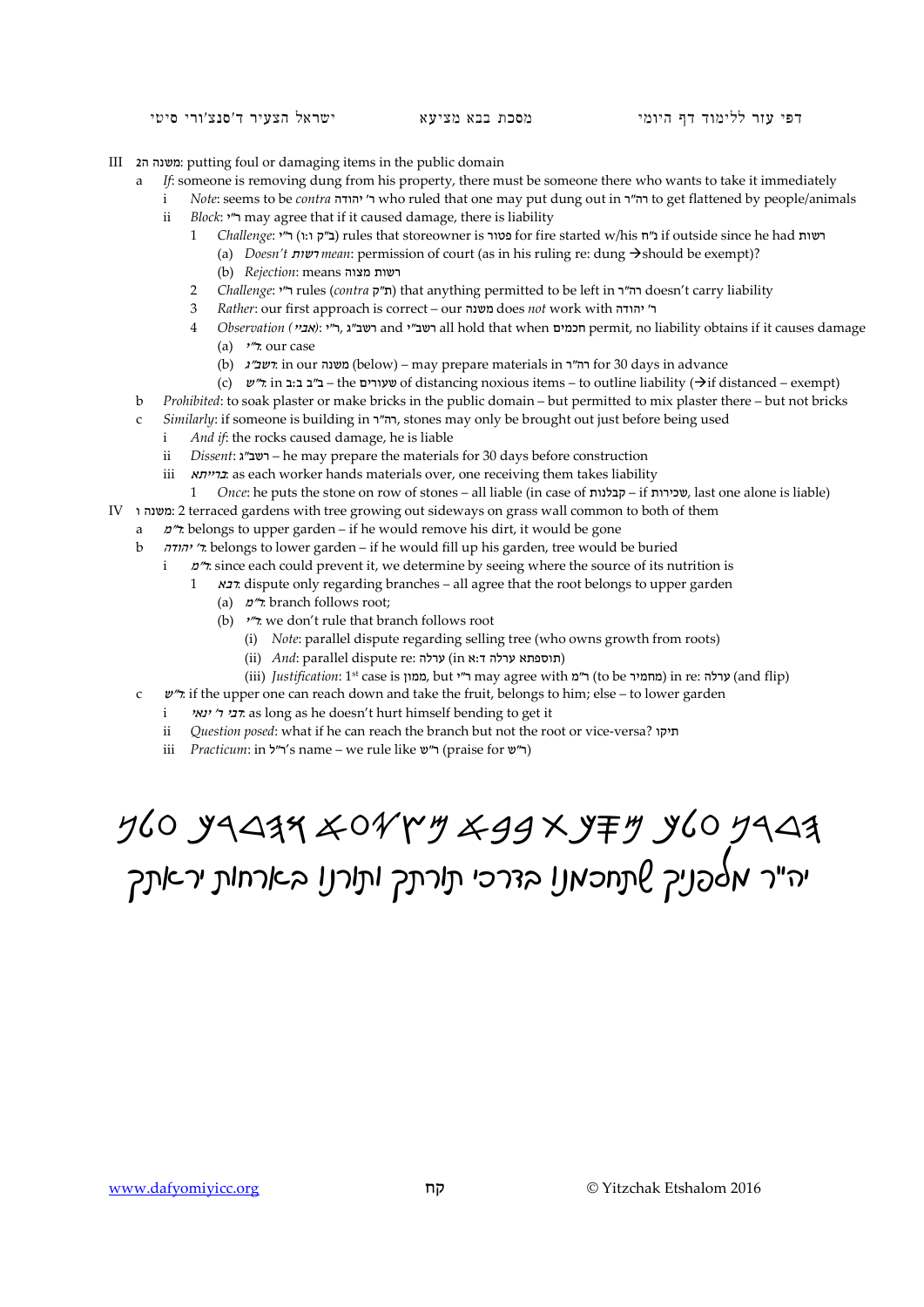- III משנה ה2: putting foul or damaging items in the public domain
  - a *If*: someone is removing dung from his property, there must be someone there who wants to take it immediately
    - i *Note*: seems to be *contra* ר' יהודה who ruled that one may put dung out in רה"ר to get flattened by people/animals
    - ii *Block*: ר"י may agree that if it caused damage, there is liability
      - 1 *Challenge*: ר"י (ב"ק ו:ו) rules that storeowner is פטור for fire started w/his נ"ח if outside since he had רשות
        - (a) *Doesn't רשות mean*: permission of court (as in his ruling re: dung →should be exempt)?
        - (b) *Rejection*: means רשות מצוה
      - 2 *Challenge*: ר"י rules (*contra* ת"ק) that anything permitted to be left in רה"ר doesn't carry liability
      - 3 *Rather*: our first approach is correct – our משנה does *not* work with ר' יהודה
      - 4 *Observation (אביי)*: ר"י, רשב"ג and רשב"י all hold that when חכמים permit, no liability obtains if it causes damage
        - (a) *ר"י*: our case
        - (b) *רשב"ג*: in our משנה (below) – may prepare materials in רה"ר for 30 days in advance
        - (c) *ר"ש*: in ב"ב ב:ב – the שעורים of distancing noxious items – to outline liability (→if distanced – exempt)
  - b *Prohibited*: to soak plaster or make bricks in the public domain – but permitted to mix plaster there – but not bricks
  - c *Similarly*: if someone is building in רה"ר, stones may only be brought out just before being used
    - i *And if*: the rocks caused damage, he is liable
    - ii *Dissent*: רשב"ג – he may prepare the materials for 30 days before construction
    - iii *ברייתא*: as each worker hands materials over, one receiving them takes liability
      - 1 *Once*: he puts the stone on row of stones – all liable (in case of קבלנות – if שכירות, last one alone is liable)
- IV משנה ו: 2 terraced gardens with tree growing out sideways on grass wall common to both of them
  - a *ר"מ*: belongs to upper garden – if he would remove his dirt, it would be gone
  - b *ר' יהודה*: belongs to lower garden – if he would fill up his garden, tree would be buried
    - i *ר"מ*: since each could prevent it, we determine by seeing where the source of its nutrition is
      - 1 *רבא*: dispute only regarding branches – all agree that the root belongs to upper garden
        - (a) *ר"מ*: branch follows root;
        - (b) *ר"י*: we don't rule that branch follows root
          - (i) *Note*: parallel dispute regarding selling tree (who owns growth from roots)
          - (ii) *And*: parallel dispute re: ערלה (in תוספתא ערלה ד:א)
          - (iii) *Justification*: 1st case is ממון, but ר"י may agree with ר"מ (to be מחמיר) in re: ערלה (and flip)
  - c *ר"ש*: if the upper one can reach down and take the fruit, belongs to him; else – to lower garden
    - i *רבי ר' ינאי*: as long as he doesn't hurt himself bending to get it
    - ii *Question posed*: what if he can reach the branch but not the root or vice-versa? תיקו
    - iii *Practicum*: in ר"ל's name – we rule like ר"ש (praise for ר"ש)

יה"ר מלפניך שתחכמנו בדרכי תורתך ותורנו בארחות יראתך